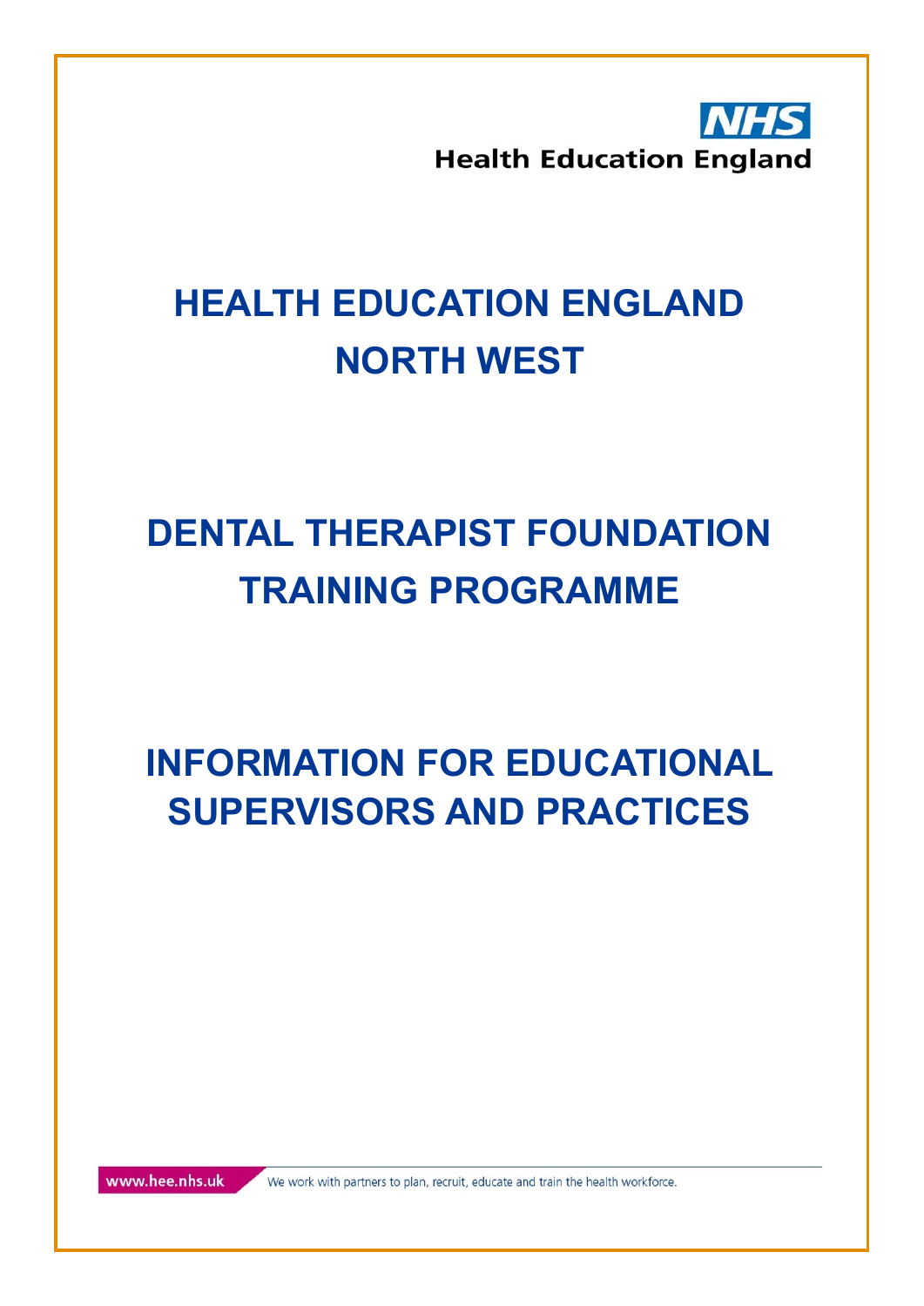NHS

Health Education England

# HEALTH EDUCATION ENGLAND NORTH WEST

# DENTAL THERAPIST FOUNDATION TRAINING PROGRAMME

# INFORMATION FOR EDUCATIONAL SUPERVISORS AND PRACTICES

www.hee.nhs.uk We work with partners to plan, recruit, educate and train the health workforce.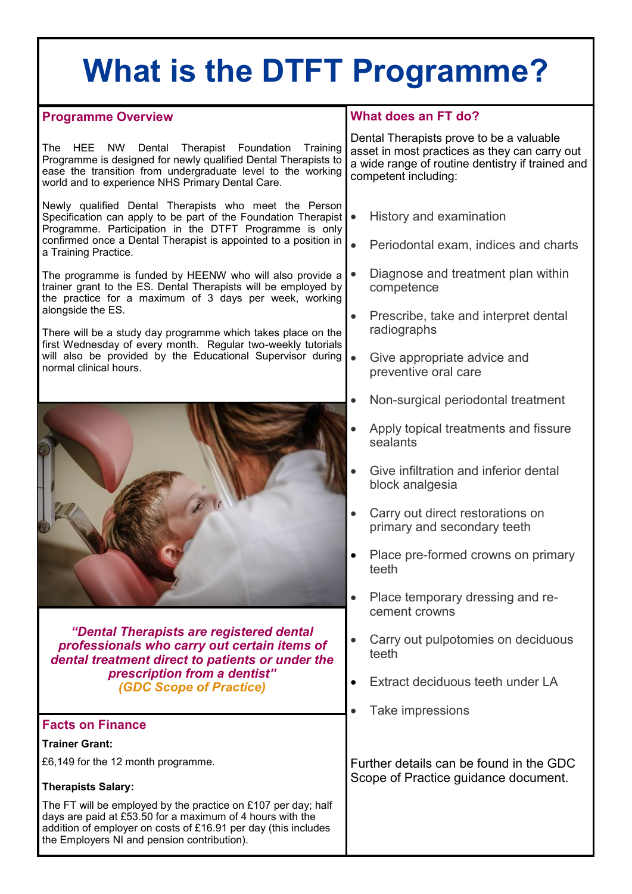# What is the DTFT Programme?

## Programme Overview

The HEE NW Dental Therapist Foundation Training Programme is designed for newly qualified Dental Therapists to ease the transition from undergraduate level to the working world and to experience NHS Primary Dental Care.

Newly qualified Dental Therapists who meet the Person Specification can apply to be part of the Foundation Therapist Programme. Participation in the DTFT Programme is only confirmed once a Dental Therapist is appointed to a position in a Training Practice.

The programme is funded by HEENW who will also provide a trainer grant to the ES. Dental Therapists will be employed by the practice for a maximum of 3 days per week, working alongside the ES.

There will be a study day programme which takes place on the first Wednesday of every month. Regular two-weekly tutorials will also be provided by the Educational Supervisor during normal clinical hours.

***"Dental Therapists are registered dental professionals who carry out certain items of dental treatment direct to patients or under the prescription from a dentist"***
***(GDC Scope of Practice)***

## Facts on Finance

**Trainer Grant:**

£6,149 for the 12 month programme.

**Therapists Salary:**

The FT will be employed by the practice on £107 per day; half days are paid at £53.50 for a maximum of 4 hours with the addition of employer on costs of £16.91 per day (this includes the Employers NI and pension contribution).

## What does an FT do?

Dental Therapists prove to be a valuable asset in most practices as they can carry out a wide range of routine dentistry if trained and competent including:

- History and examination
- Periodontal exam, indices and charts
- Diagnose and treatment plan within competence
- Prescribe, take and interpret dental radiographs
- Give appropriate advice and preventive oral care
- Non-surgical periodontal treatment
- Apply topical treatments and fissure sealants
- Give infiltration and inferior dental block analgesia
- Carry out direct restorations on primary and secondary teeth
- Place pre-formed crowns on primary teeth
- Place temporary dressing and re-cement crowns
- Carry out pulpotomies on deciduous teeth
- Extract deciduous teeth under LA
- Take impressions

Further details can be found in the GDC Scope of Practice guidance document.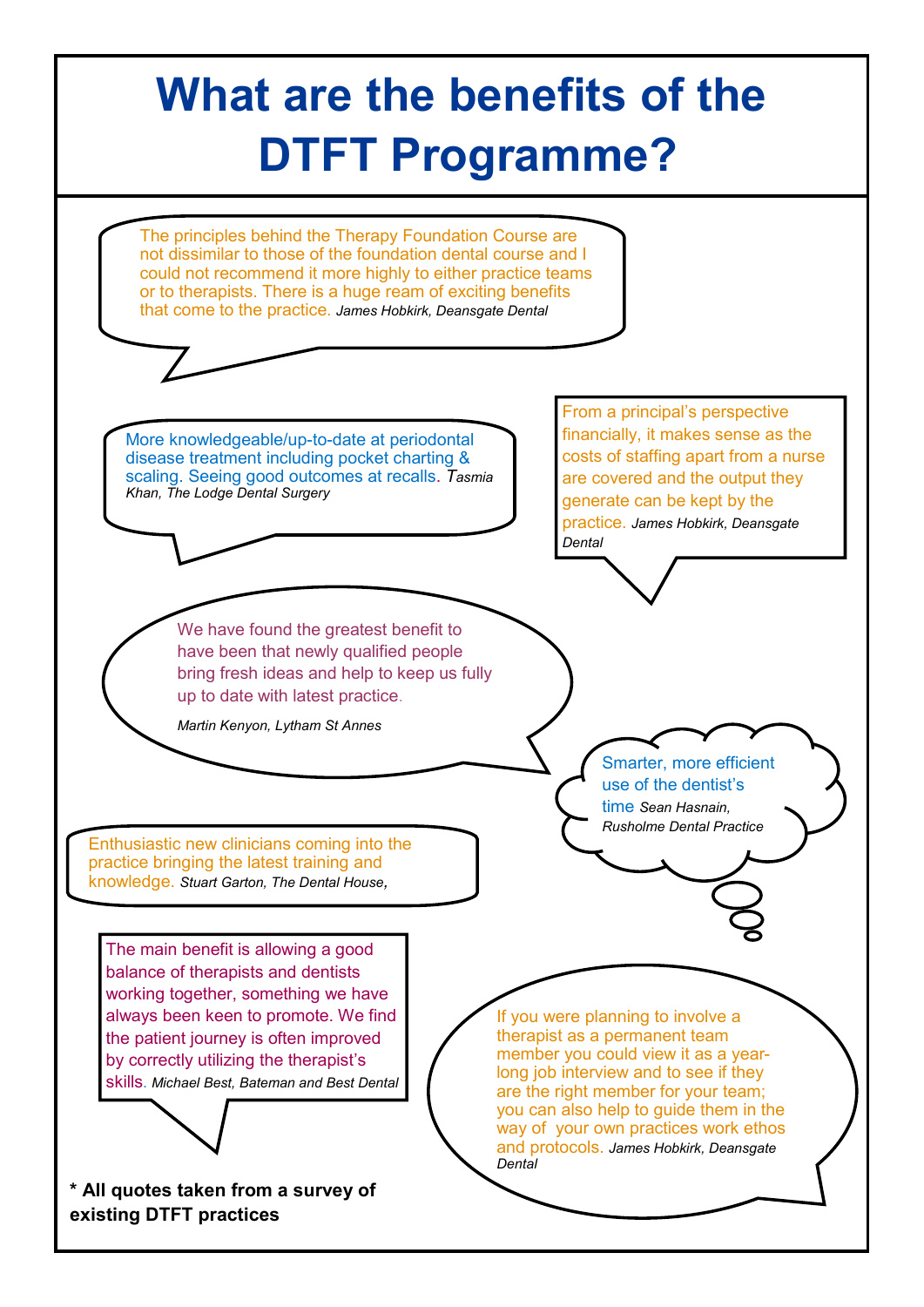# What are the benefits of the DTFT Programme?

The principles behind the Therapy Foundation Course are not dissimilar to those of the foundation dental course and I could not recommend it more highly to either practice teams or to therapists. There is a huge ream of exciting benefits that come to the practice. *James Hobkirk, Deansgate Dental*

More knowledgeable/up-to-date at periodontal disease treatment including pocket charting & scaling. Seeing good outcomes at recalls. *Tasmia Khan, The Lodge Dental Surgery*

From a principal's perspective financially, it makes sense as the costs of staffing apart from a nurse are covered and the output they generate can be kept by the practice. *James Hobkirk, Deansgate Dental*

We have found the greatest benefit to have been that newly qualified people bring fresh ideas and help to keep us fully up to date with latest practice.

*Martin Kenyon, Lytham St Annes*

Smarter, more efficient use of the dentist's time *Sean Hasnain, Rusholme Dental Practice*

Enthusiastic new clinicians coming into the practice bringing the latest training and knowledge. *Stuart Garton, The Dental House,*

The main benefit is allowing a good balance of therapists and dentists working together, something we have always been keen to promote. We find the patient journey is often improved by correctly utilizing the therapist's skills. *Michael Best, Bateman and Best Dental*

If you were planning to involve a therapist as a permanent team member you could view it as a year-long job interview and to see if they are the right member for your team; you can also help to guide them in the way of your own practices work ethos and protocols. *James Hobkirk, Deansgate Dental*

**\* All quotes taken from a survey of existing DTFT practices**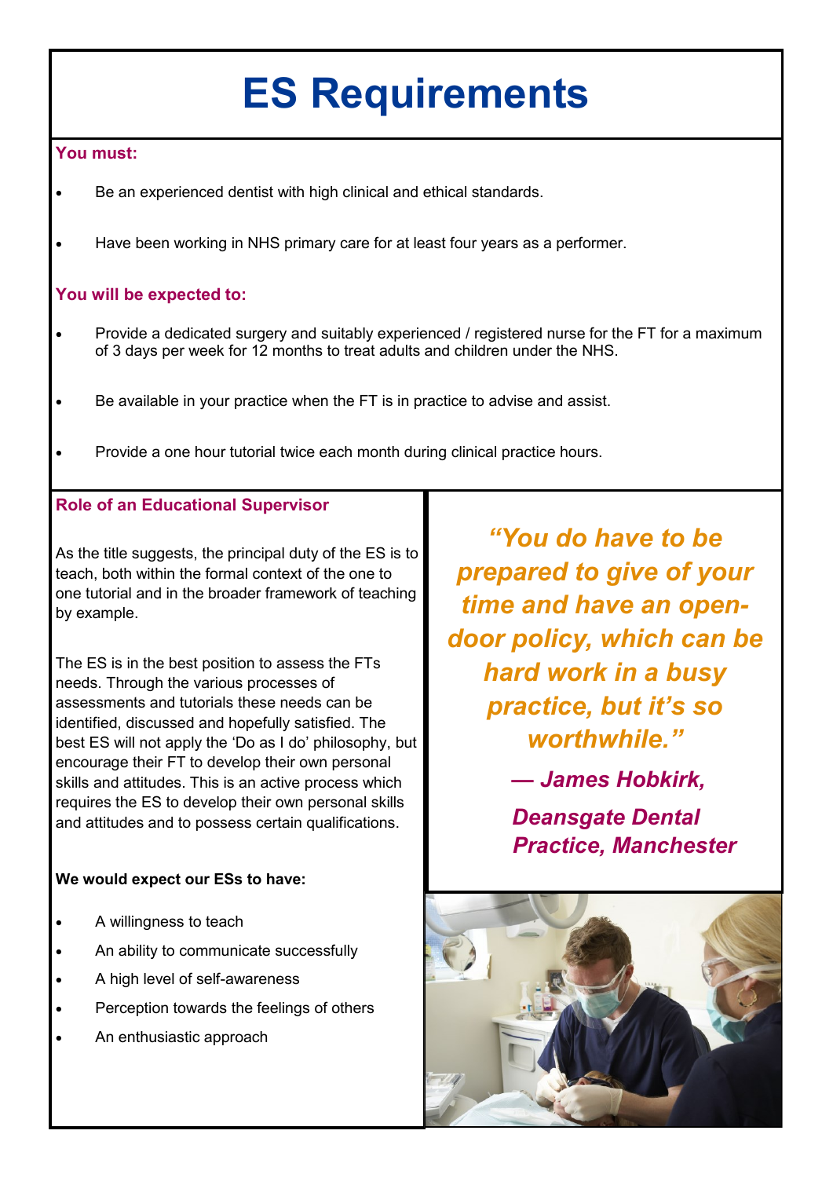# ES Requirements

**You must:**

- Be an experienced dentist with high clinical and ethical standards.
- Have been working in NHS primary care for at least four years as a performer.

**You will be expected to:**

- Provide a dedicated surgery and suitably experienced / registered nurse for the FT for a maximum of 3 days per week for 12 months to treat adults and children under the NHS.
- Be available in your practice when the FT is in practice to advise and assist.
- Provide a one hour tutorial twice each month during clinical practice hours.

**Role of an Educational Supervisor**

As the title suggests, the principal duty of the ES is to teach, both within the formal context of the one to one tutorial and in the broader framework of teaching by example.

The ES is in the best position to assess the FTs needs. Through the various processes of assessments and tutorials these needs can be identified, discussed and hopefully satisfied. The best ES will not apply the 'Do as I do' philosophy, but encourage their FT to develop their own personal skills and attitudes. This is an active process which requires the ES to develop their own personal skills and attitudes and to possess certain qualifications.

**We would expect our ESs to have:**

- A willingness to teach
- An ability to communicate successfully
- A high level of self-awareness
- Perception towards the feelings of others
- An enthusiastic approach

***"You do have to be prepared to give of your time and have an open-door policy, which can be hard work in a busy practice, but it's so worthwhile."***

***— James Hobkirk, Deansgate Dental Practice, Manchester***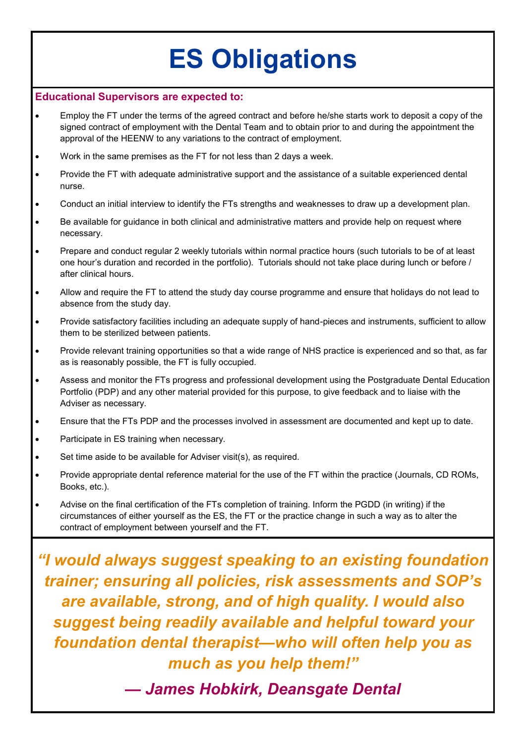# ES Obligations

**Educational Supervisors are expected to:**

- Employ the FT under the terms of the agreed contract and before he/she starts work to deposit a copy of the signed contract of employment with the Dental Team and to obtain prior to and during the appointment the approval of the HEENW to any variations to the contract of employment.
- Work in the same premises as the FT for not less than 2 days a week.
- Provide the FT with adequate administrative support and the assistance of a suitable experienced dental nurse.
- Conduct an initial interview to identify the FTs strengths and weaknesses to draw up a development plan.
- Be available for guidance in both clinical and administrative matters and provide help on request where necessary.
- Prepare and conduct regular 2 weekly tutorials within normal practice hours (such tutorials to be of at least one hour's duration and recorded in the portfolio). Tutorials should not take place during lunch or before / after clinical hours.
- Allow and require the FT to attend the study day course programme and ensure that holidays do not lead to absence from the study day.
- Provide satisfactory facilities including an adequate supply of hand-pieces and instruments, sufficient to allow them to be sterilized between patients.
- Provide relevant training opportunities so that a wide range of NHS practice is experienced and so that, as far as is reasonably possible, the FT is fully occupied.
- Assess and monitor the FTs progress and professional development using the Postgraduate Dental Education Portfolio (PDP) and any other material provided for this purpose, to give feedback and to liaise with the Adviser as necessary.
- Ensure that the FTs PDP and the processes involved in assessment are documented and kept up to date.
- Participate in ES training when necessary.
- Set time aside to be available for Adviser visit(s), as required.
- Provide appropriate dental reference material for the use of the FT within the practice (Journals, CD ROMs, Books, etc.).
- Advise on the final certification of the FTs completion of training. Inform the PGDD (in writing) if the circumstances of either yourself as the ES, the FT or the practice change in such a way as to alter the contract of employment between yourself and the FT.

***"I would always suggest speaking to an existing foundation trainer; ensuring all policies, risk assessments and SOP's are available, strong, and of high quality. I would also suggest being readily available and helpful toward your foundation dental therapist—who will often help you as much as you help them!"***

***— James Hobkirk, Deansgate Dental***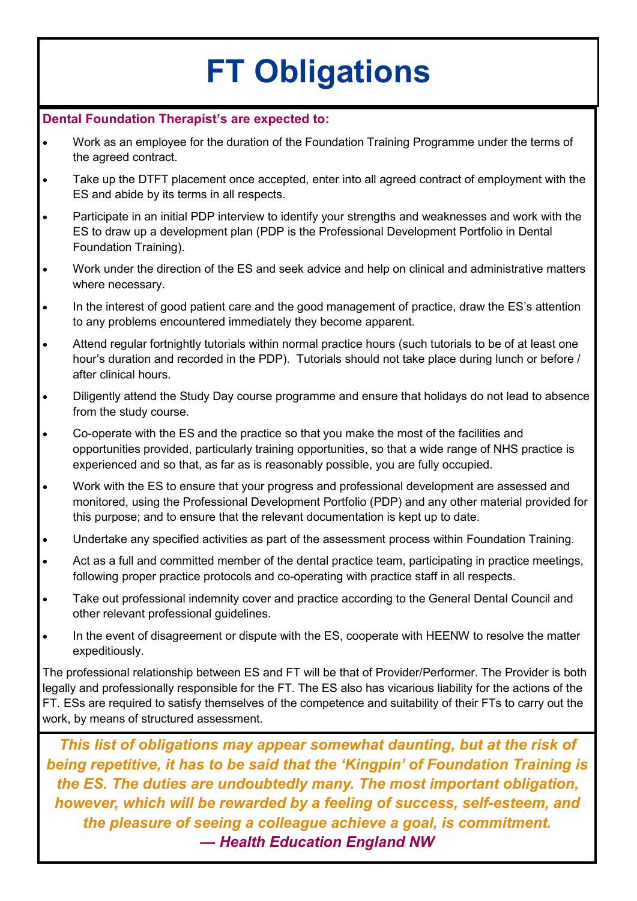# FT Obligations

**Dental Foundation Therapist's are expected to:**

- Work as an employee for the duration of the Foundation Training Programme under the terms of the agreed contract.
- Take up the DTFT placement once accepted, enter into all agreed contract of employment with the ES and abide by its terms in all respects.
- Participate in an initial PDP interview to identify your strengths and weaknesses and work with the ES to draw up a development plan (PDP is the Professional Development Portfolio in Dental Foundation Training).
- Work under the direction of the ES and seek advice and help on clinical and administrative matters where necessary.
- In the interest of good patient care and the good management of practice, draw the ES's attention to any problems encountered immediately they become apparent.
- Attend regular fortnightly tutorials within normal practice hours (such tutorials to be of at least one hour's duration and recorded in the PDP). Tutorials should not take place during lunch or before / after clinical hours.
- Diligently attend the Study Day course programme and ensure that holidays do not lead to absence from the study course.
- Co-operate with the ES and the practice so that you make the most of the facilities and opportunities provided, particularly training opportunities, so that a wide range of NHS practice is experienced and so that, as far as is reasonably possible, you are fully occupied.
- Work with the ES to ensure that your progress and professional development are assessed and monitored, using the Professional Development Portfolio (PDP) and any other material provided for this purpose; and to ensure that the relevant documentation is kept up to date.
- Undertake any specified activities as part of the assessment process within Foundation Training.
- Act as a full and committed member of the dental practice team, participating in practice meetings, following proper practice protocols and co-operating with practice staff in all respects.
- Take out professional indemnity cover and practice according to the General Dental Council and other relevant professional guidelines.
- In the event of disagreement or dispute with the ES, cooperate with HEENW to resolve the matter expeditiously.

The professional relationship between ES and FT will be that of Provider/Performer. The Provider is both legally and professionally responsible for the FT. The ES also has vicarious liability for the actions of the FT. ESs are required to satisfy themselves of the competence and suitability of their FTs to carry out the work, by means of structured assessment.

***This list of obligations may appear somewhat daunting, but at the risk of being repetitive, it has to be said that the 'Kingpin' of Foundation Training is the ES. The duties are undoubtedly many. The most important obligation, however, which will be rewarded by a feeling of success, self-esteem, and the pleasure of seeing a colleague achieve a goal, is commitment.***

***— Health Education England NW***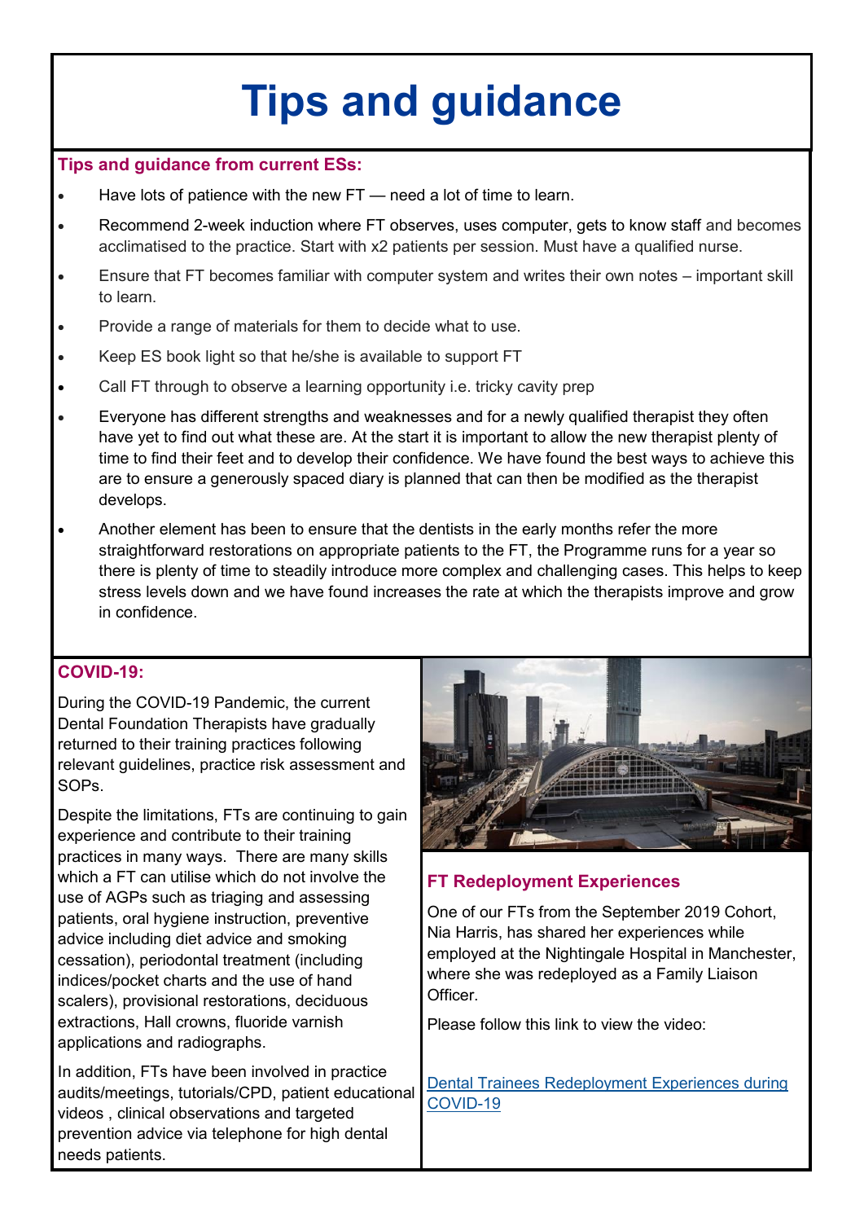# Tips and guidance

## Tips and guidance from current ESs:

- Have lots of patience with the new FT — need a lot of time to learn.
- Recommend 2-week induction where FT observes, uses computer, gets to know staff and becomes acclimatised to the practice. Start with x2 patients per session. Must have a qualified nurse.
- Ensure that FT becomes familiar with computer system and writes their own notes – important skill to learn.
- Provide a range of materials for them to decide what to use.
- Keep ES book light so that he/she is available to support FT
- Call FT through to observe a learning opportunity i.e. tricky cavity prep
- Everyone has different strengths and weaknesses and for a newly qualified therapist they often have yet to find out what these are. At the start it is important to allow the new therapist plenty of time to find their feet and to develop their confidence. We have found the best ways to achieve this are to ensure a generously spaced diary is planned that can then be modified as the therapist develops.
- Another element has been to ensure that the dentists in the early months refer the more straightforward restorations on appropriate patients to the FT, the Programme runs for a year so there is plenty of time to steadily introduce more complex and challenging cases. This helps to keep stress levels down and we have found increases the rate at which the therapists improve and grow in confidence.

## COVID-19:

During the COVID-19 Pandemic, the current Dental Foundation Therapists have gradually returned to their training practices following relevant guidelines, practice risk assessment and SOPs.

Despite the limitations, FTs are continuing to gain experience and contribute to their training practices in many ways. There are many skills which a FT can utilise which do not involve the use of AGPs such as triaging and assessing patients, oral hygiene instruction, preventive advice including diet advice and smoking cessation), periodontal treatment (including indices/pocket charts and the use of hand scalers), provisional restorations, deciduous extractions, Hall crowns, fluoride varnish applications and radiographs.

In addition, FTs have been involved in practice audits/meetings, tutorials/CPD, patient educational videos , clinical observations and targeted prevention advice via telephone for high dental needs patients.

## FT Redeployment Experiences

One of our FTs from the September 2019 Cohort, Nia Harris, has shared her experiences while employed at the Nightingale Hospital in Manchester, where she was redeployed as a Family Liaison Officer.

Please follow this link to view the video:

[Dental Trainees Redeployment Experiences during COVID-19]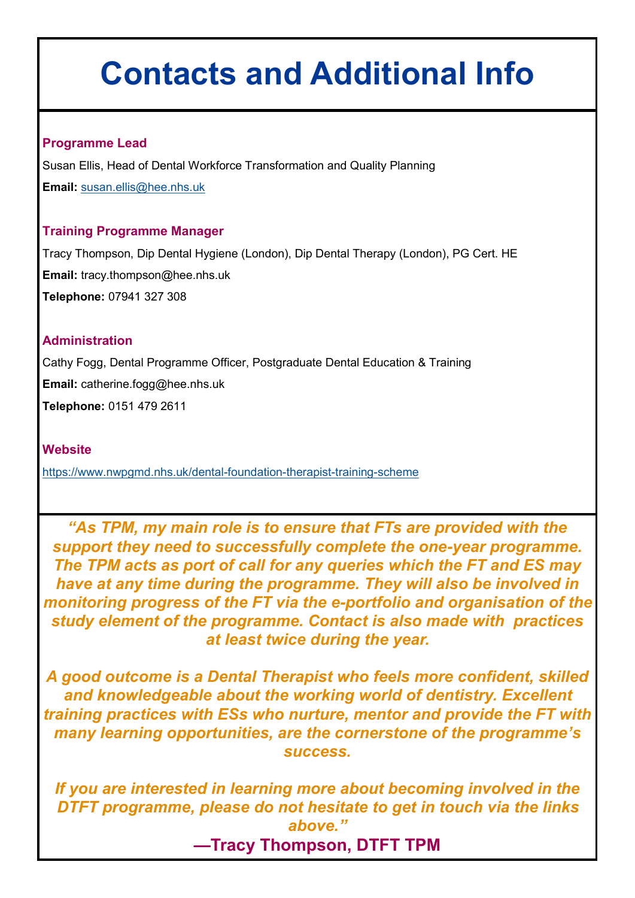# Contacts and Additional Info

### Programme Lead

Susan Ellis, Head of Dental Workforce Transformation and Quality Planning

**Email:** susan.ellis@hee.nhs.uk

### Training Programme Manager

Tracy Thompson, Dip Dental Hygiene (London), Dip Dental Therapy (London), PG Cert. HE

**Email:** tracy.thompson@hee.nhs.uk

**Telephone:** 07941 327 308

### Administration

Cathy Fogg, Dental Programme Officer, Postgraduate Dental Education & Training

**Email:** catherine.fogg@hee.nhs.uk

**Telephone:** 0151 479 2611

### Website

https://www.nwpgmd.nhs.uk/dental-foundation-therapist-training-scheme

*"As TPM, my main role is to ensure that FTs are provided with the support they need to successfully complete the one-year programme. The TPM acts as port of call for any queries which the FT and ES may have at any time during the programme. They will also be involved in monitoring progress of the FT via the e-portfolio and organisation of the study element of the programme. Contact is also made with practices at least twice during the year.*

*A good outcome is a Dental Therapist who feels more confident, skilled and knowledgeable about the working world of dentistry. Excellent training practices with ESs who nurture, mentor and provide the FT with many learning opportunities, are the cornerstone of the programme's success.*

*If you are interested in learning more about becoming involved in the DTFT programme, please do not hesitate to get in touch via the links above."*

**—Tracy Thompson, DTFT TPM**